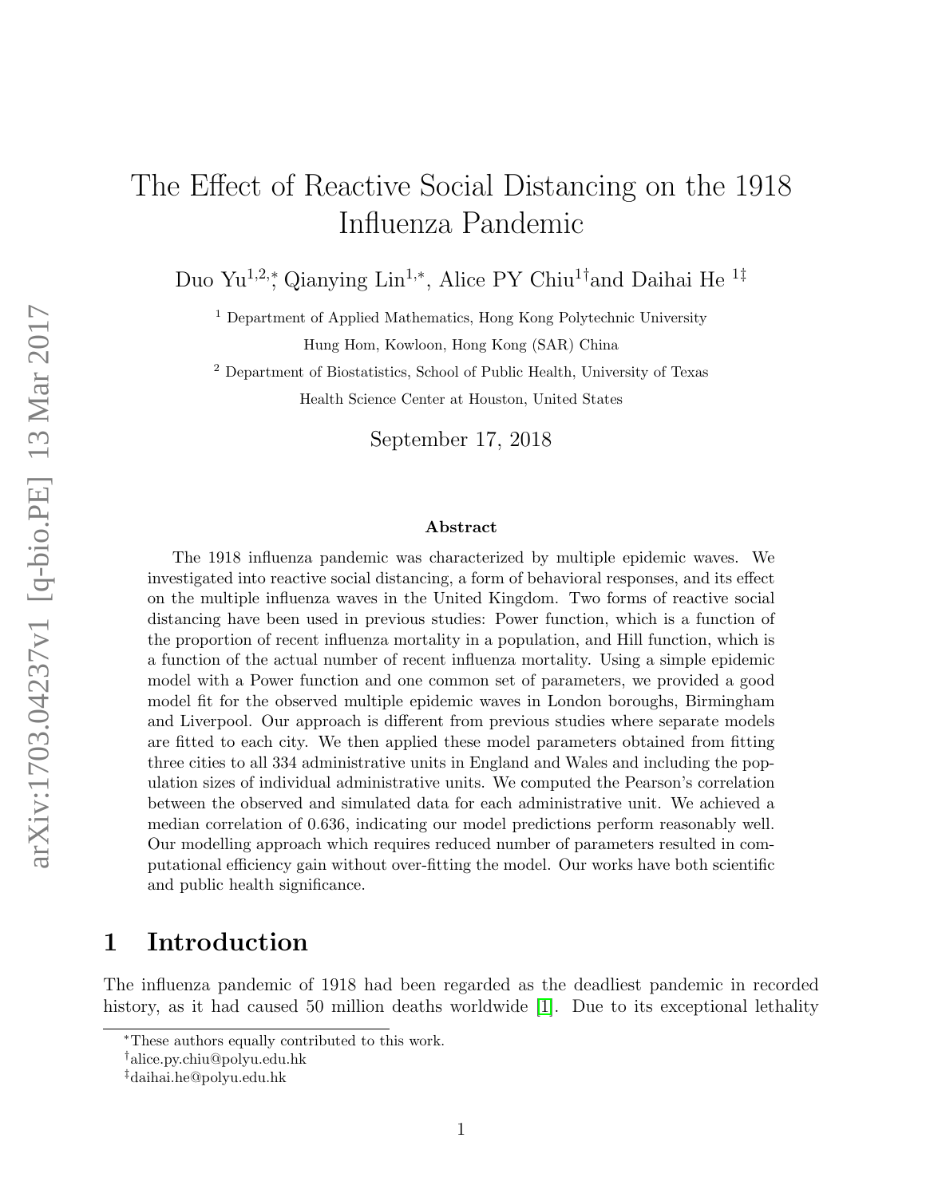# The Effect of Reactive Social Distancing on the 1918 Influenza Pandemic

Duo Yu[1,2,*], Qianying Lin[1,*], Alice PY Chiu[1†] and Daihai He [1‡]

[1] Department of Applied Mathematics, Hong Kong Polytechnic University
Hung Hom, Kowloon, Hong Kong (SAR) China

[2] Department of Biostatistics, School of Public Health, University of Texas
Health Science Center at Houston, United States

September 17, 2018

### Abstract

The 1918 influenza pandemic was characterized by multiple epidemic waves. We investigated into reactive social distancing, a form of behavioral responses, and its effect on the multiple influenza waves in the United Kingdom. Two forms of reactive social distancing have been used in previous studies: Power function, which is a function of the proportion of recent influenza mortality in a population, and Hill function, which is a function of the actual number of recent influenza mortality. Using a simple epidemic model with a Power function and one common set of parameters, we provided a good model fit for the observed multiple epidemic waves in London boroughs, Birmingham and Liverpool. Our approach is different from previous studies where separate models are fitted to each city. We then applied these model parameters obtained from fitting three cities to all 334 administrative units in England and Wales and including the population sizes of individual administrative units. We computed the Pearson's correlation between the observed and simulated data for each administrative unit. We achieved a median correlation of 0.636, indicating our model predictions perform reasonably well. Our modelling approach which requires reduced number of parameters resulted in computational efficiency gain without over-fitting the model. Our works have both scientific and public health significance.

## 1 Introduction

The influenza pandemic of 1918 had been regarded as the deadliest pandemic in recorded history, as it had caused 50 million deaths worldwide [1]. Due to its exceptional lethality

---

*These authors equally contributed to this work.

†alice.py.chiu@polyu.edu.hk

‡daihai.he@polyu.edu.hk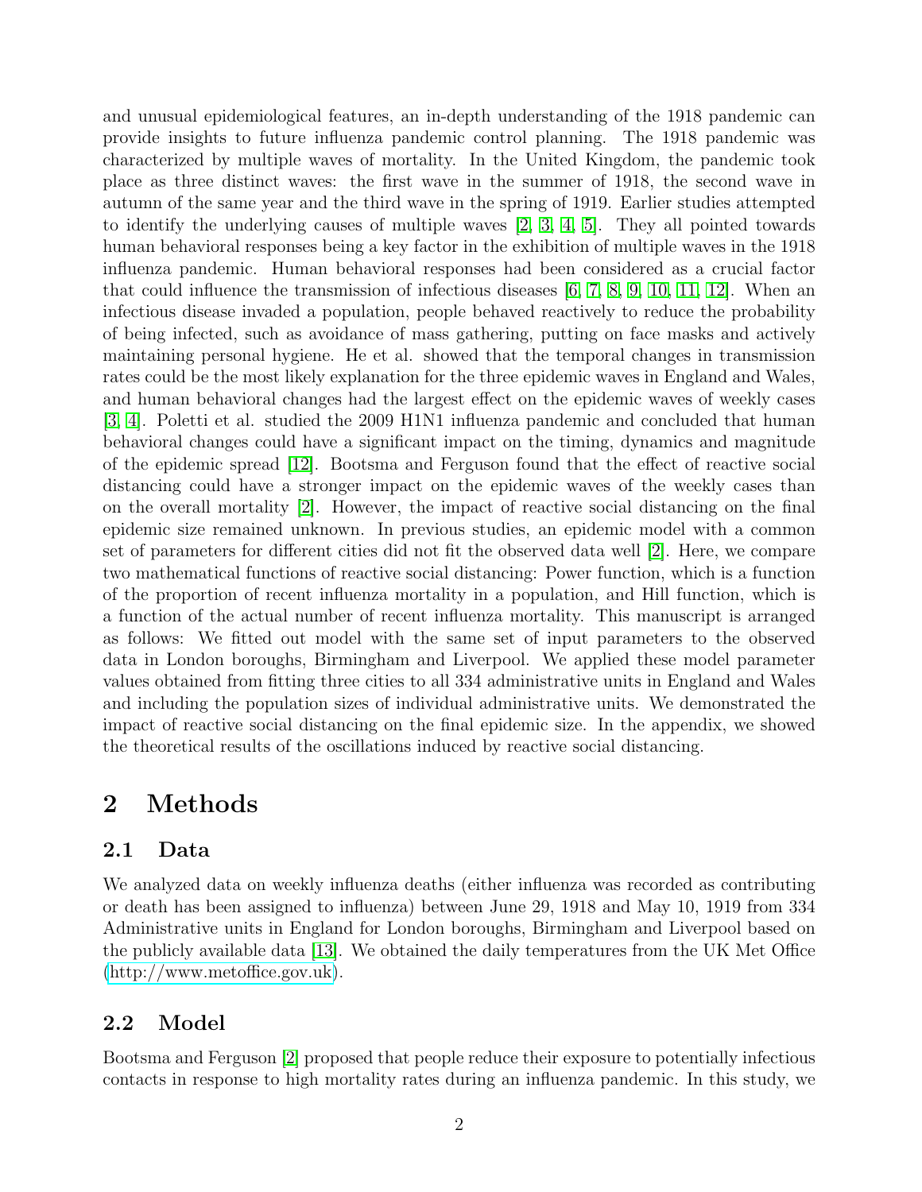and unusual epidemiological features, an in-depth understanding of the 1918 pandemic can provide insights to future influenza pandemic control planning. The 1918 pandemic was characterized by multiple waves of mortality. In the United Kingdom, the pandemic took place as three distinct waves: the first wave in the summer of 1918, the second wave in autumn of the same year and the third wave in the spring of 1919. Earlier studies attempted to identify the underlying causes of multiple waves [2, 3, 4, 5]. They all pointed towards human behavioral responses being a key factor in the exhibition of multiple waves in the 1918 influenza pandemic. Human behavioral responses had been considered as a crucial factor that could influence the transmission of infectious diseases [6, 7, 8, 9, 10, 11, 12]. When an infectious disease invaded a population, people behaved reactively to reduce the probability of being infected, such as avoidance of mass gathering, putting on face masks and actively maintaining personal hygiene. He et al. showed that the temporal changes in transmission rates could be the most likely explanation for the three epidemic waves in England and Wales, and human behavioral changes had the largest effect on the epidemic waves of weekly cases [3, 4]. Poletti et al. studied the 2009 H1N1 influenza pandemic and concluded that human behavioral changes could have a significant impact on the timing, dynamics and magnitude of the epidemic spread [12]. Bootsma and Ferguson found that the effect of reactive social distancing could have a stronger impact on the epidemic waves of the weekly cases than on the overall mortality [2]. However, the impact of reactive social distancing on the final epidemic size remained unknown. In previous studies, an epidemic model with a common set of parameters for different cities did not fit the observed data well [2]. Here, we compare two mathematical functions of reactive social distancing: Power function, which is a function of the proportion of recent influenza mortality in a population, and Hill function, which is a function of the actual number of recent influenza mortality. This manuscript is arranged as follows: We fitted out model with the same set of input parameters to the observed data in London boroughs, Birmingham and Liverpool. We applied these model parameter values obtained from fitting three cities to all 334 administrative units in England and Wales and including the population sizes of individual administrative units. We demonstrated the impact of reactive social distancing on the final epidemic size. In the appendix, we showed the theoretical results of the oscillations induced by reactive social distancing.

## 2 Methods

### 2.1 Data

We analyzed data on weekly influenza deaths (either influenza was recorded as contributing or death has been assigned to influenza) between June 29, 1918 and May 10, 1919 from 334 Administrative units in England for London boroughs, Birmingham and Liverpool based on the publicly available data [13]. We obtained the daily temperatures from the UK Met Office (http://www.metoffice.gov.uk).

### 2.2 Model

Bootsma and Ferguson [2] proposed that people reduce their exposure to potentially infectious contacts in response to high mortality rates during an influenza pandemic. In this study, we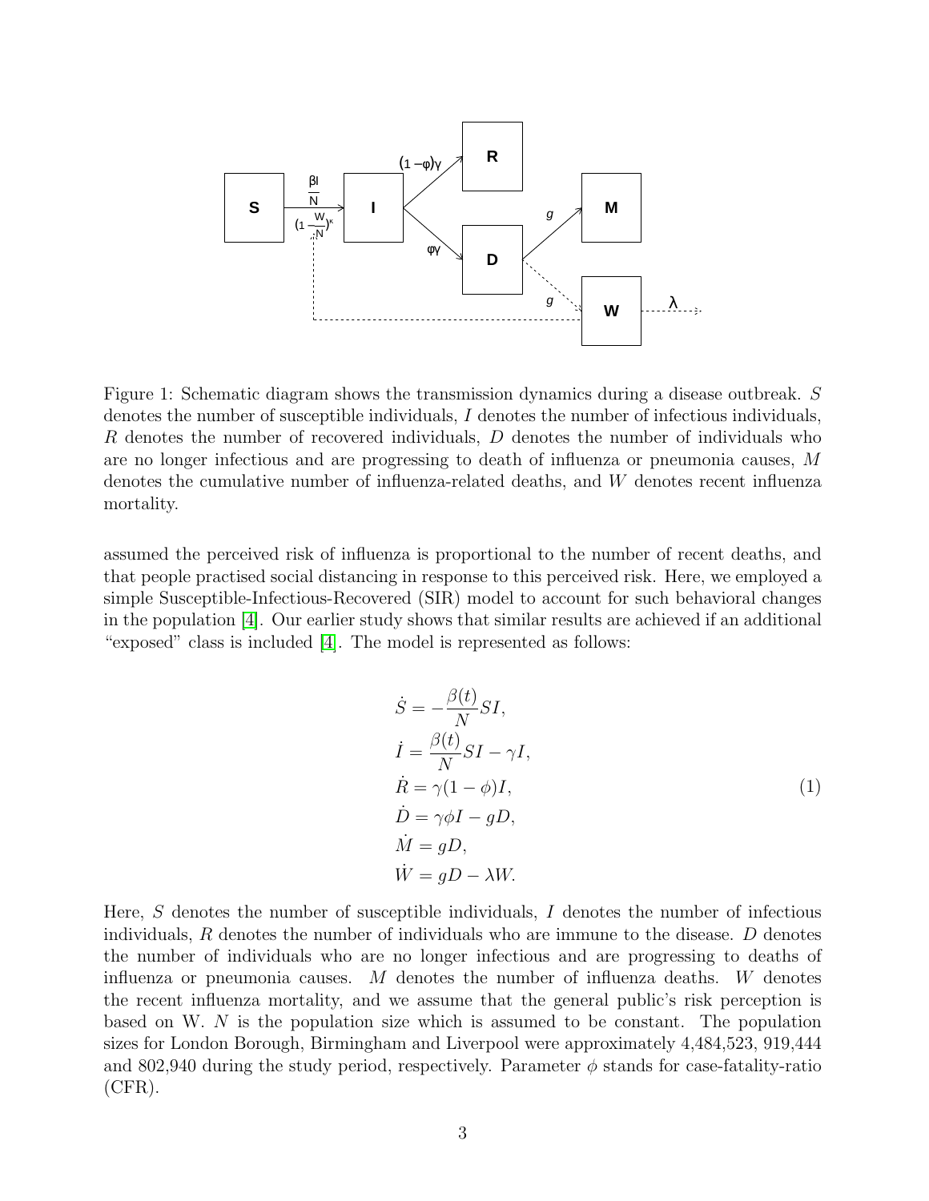Figure 1: Schematic diagram shows the transmission dynamics during a disease outbreak. $S$ denotes the number of susceptible individuals, $I$ denotes the number of infectious individuals, $R$ denotes the number of recovered individuals, $D$ denotes the number of individuals who are no longer infectious and are progressing to death of influenza or pneumonia causes, $M$ denotes the cumulative number of influenza-related deaths, and $W$ denotes recent influenza mortality.

assumed the perceived risk of influenza is proportional to the number of recent deaths, and that people practised social distancing in response to this perceived risk. Here, we employed a simple Susceptible-Infectious-Recovered (SIR) model to account for such behavioral changes in the population [4]. Our earlier study shows that similar results are achieved if an additional "exposed" class is included [4]. The model is represented as follows:

$$
\begin{aligned}
\dot{S} &= -\frac{\beta(t)}{N} SI, \\
\dot{I} &= \frac{\beta(t)}{N} SI - \gamma I, \\
\dot{R} &= \gamma(1-\phi) I, \\
\dot{D} &= \gamma\phi I - gD, \\
\dot{M} &= gD, \\
\dot{W} &= gD - \lambda W.
\end{aligned}
\tag{1}
$$

Here, $S$ denotes the number of susceptible individuals, $I$ denotes the number of infectious individuals, $R$ denotes the number of individuals who are immune to the disease. $D$ denotes the number of individuals who are no longer infectious and are progressing to deaths of influenza or pneumonia causes. $M$ denotes the number of influenza deaths. $W$ denotes the recent influenza mortality, and we assume that the general public's risk perception is based on W. $N$ is the population size which is assumed to be constant. The population sizes for London Borough, Birmingham and Liverpool were approximately 4,484,523, 919,444 and 802,940 during the study period, respectively. Parameter $\phi$ stands for case-fatality-ratio (CFR).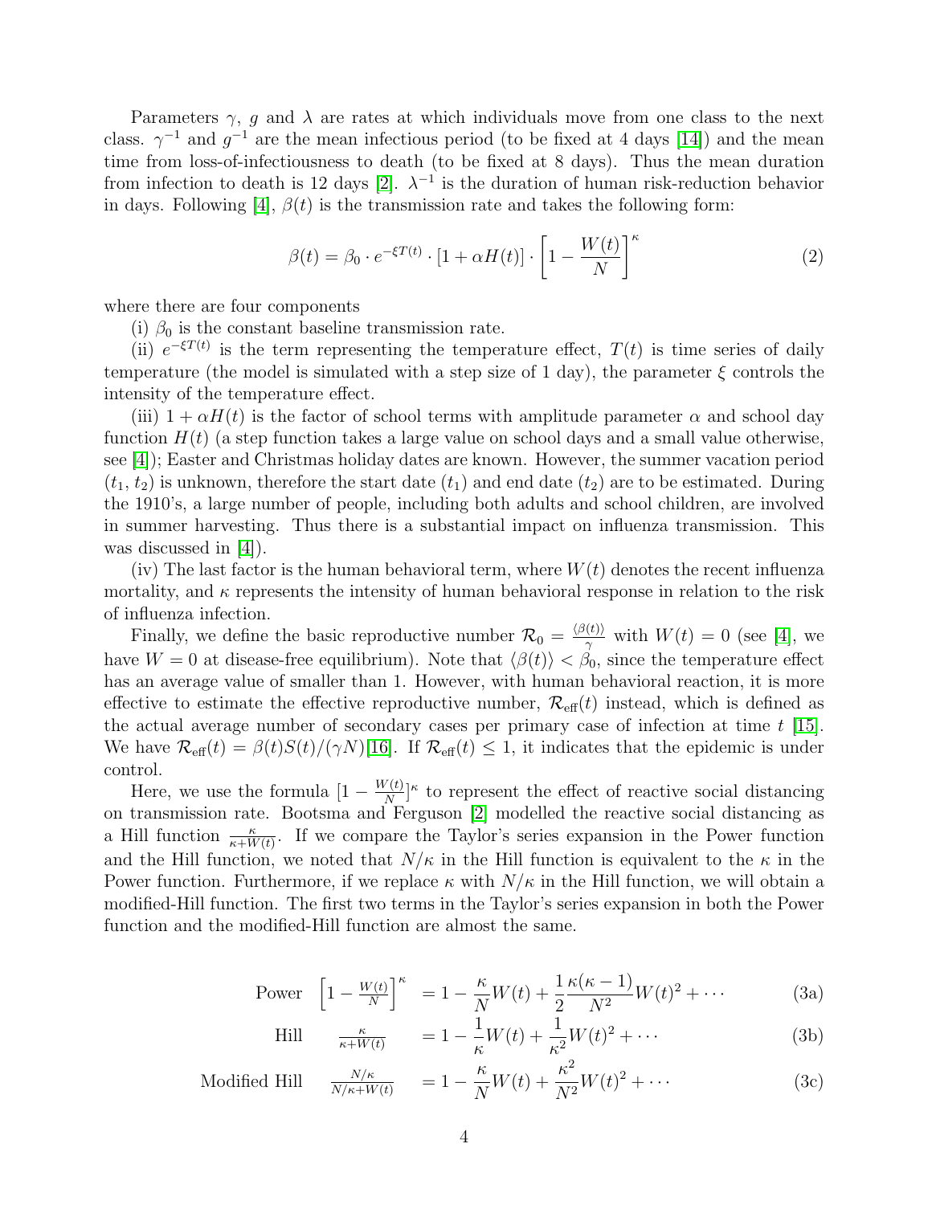Parameters $\gamma$, $g$ and $\lambda$ are rates at which individuals move from one class to the next class. $\gamma^{-1}$ and $g^{-1}$ are the mean infectious period (to be fixed at 4 days [14]) and the mean time from loss-of-infectiousness to death (to be fixed at 8 days). Thus the mean duration from infection to death is 12 days [2]. $\lambda^{-1}$ is the duration of human risk-reduction behavior in days. Following [4], $\beta(t)$ is the transmission rate and takes the following form:

$$\beta(t) = \beta_0 \cdot e^{-\xi T(t)} \cdot [1 + \alpha H(t)] \cdot \left[1 - \frac{W(t)}{N}\right]^{\kappa} \tag{2}$$

where there are four components

(i) $\beta_0$ is the constant baseline transmission rate.

(ii) $e^{-\xi T(t)}$ is the term representing the temperature effect, $T(t)$ is time series of daily temperature (the model is simulated with a step size of 1 day), the parameter $\xi$ controls the intensity of the temperature effect.

(iii) $1 + \alpha H(t)$ is the factor of school terms with amplitude parameter $\alpha$ and school day function $H(t)$ (a step function takes a large value on school days and a small value otherwise, see [4]); Easter and Christmas holiday dates are known. However, the summer vacation period $(t_1, t_2)$ is unknown, therefore the start date $(t_1)$ and end date $(t_2)$ are to be estimated. During the 1910's, a large number of people, including both adults and school children, are involved in summer harvesting. Thus there is a substantial impact on influenza transmission. This was discussed in [4]).

(iv) The last factor is the human behavioral term, where $W(t)$ denotes the recent influenza mortality, and $\kappa$ represents the intensity of human behavioral response in relation to the risk of influenza infection.

Finally, we define the basic reproductive number $\mathcal{R}_0 = \frac{\langle \beta(t) \rangle}{\gamma}$ with $W(t) = 0$ (see [4], we have $W = 0$ at disease-free equilibrium). Note that $\langle \beta(t) \rangle < \beta_0$, since the temperature effect has an average value of smaller than 1. However, with human behavioral reaction, it is more effective to estimate the effective reproductive number, $\mathcal{R}_{\text{eff}}(t)$ instead, which is defined as the actual average number of secondary cases per primary case of infection at time $t$ [15]. We have $\mathcal{R}_{\text{eff}}(t) = \beta(t)S(t)/(\gamma N)$[16]. If $\mathcal{R}_{\text{eff}}(t) \leq 1$, it indicates that the epidemic is under control.

Here, we use the formula $[1 - \frac{W(t)}{N}]^{\kappa}$ to represent the effect of reactive social distancing on transmission rate. Bootsma and Ferguson [2] modelled the reactive social distancing as a Hill function $\frac{\kappa}{\kappa + W(t)}$. If we compare the Taylor's series expansion in the Power function and the Hill function, we noted that $N/\kappa$ in the Hill function is equivalent to the $\kappa$ in the Power function. Furthermore, if we replace $\kappa$ with $N/\kappa$ in the Hill function, we will obtain a modified-Hill function. The first two terms in the Taylor's series expansion in both the Power function and the modified-Hill function are almost the same.

$$\text{Power} \quad \left[1 - \tfrac{W(t)}{N}\right]^{\kappa} = 1 - \frac{\kappa}{N}W(t) + \frac{1}{2}\frac{\kappa(\kappa - 1)}{N^2}W(t)^2 + \cdots \tag{3a}$$

$$\text{Hill} \quad \tfrac{\kappa}{\kappa + W(t)} = 1 - \frac{1}{\kappa}W(t) + \frac{1}{\kappa^2}W(t)^2 + \cdots \tag{3b}$$

$$\text{Modified Hill} \quad \tfrac{N/\kappa}{N/\kappa + W(t)} = 1 - \frac{\kappa}{N}W(t) + \frac{\kappa^2}{N^2}W(t)^2 + \cdots \tag{3c}$$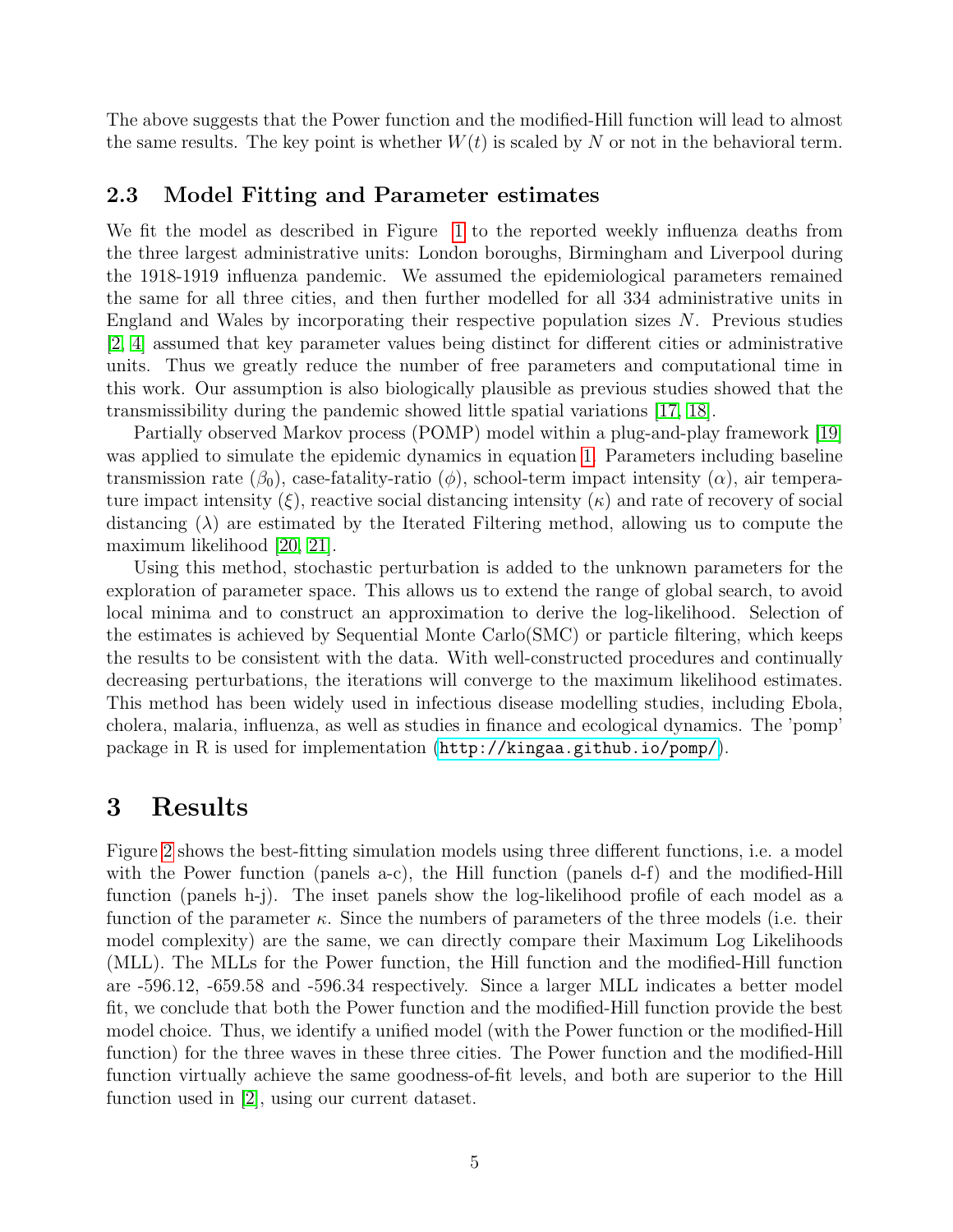The above suggests that the Power function and the modified-Hill function will lead to almost the same results. The key point is whether $W(t)$ is scaled by $N$ or not in the behavioral term.

### 2.3 Model Fitting and Parameter estimates

We fit the model as described in Figure 1 to the reported weekly influenza deaths from the three largest administrative units: London boroughs, Birmingham and Liverpool during the 1918-1919 influenza pandemic. We assumed the epidemiological parameters remained the same for all three cities, and then further modelled for all 334 administrative units in England and Wales by incorporating their respective population sizes $N$. Previous studies [2, 4] assumed that key parameter values being distinct for different cities or administrative units. Thus we greatly reduce the number of free parameters and computational time in this work. Our assumption is also biologically plausible as previous studies showed that the transmissibility during the pandemic showed little spatial variations [17, 18].

Partially observed Markov process (POMP) model within a plug-and-play framework [19] was applied to simulate the epidemic dynamics in equation 1. Parameters including baseline transmission rate ($\beta_0$), case-fatality-ratio ($\phi$), school-term impact intensity ($\alpha$), air temperature impact intensity ($\xi$), reactive social distancing intensity ($\kappa$) and rate of recovery of social distancing ($\lambda$) are estimated by the Iterated Filtering method, allowing us to compute the maximum likelihood [20, 21].

Using this method, stochastic perturbation is added to the unknown parameters for the exploration of parameter space. This allows us to extend the range of global search, to avoid local minima and to construct an approximation to derive the log-likelihood. Selection of the estimates is achieved by Sequential Monte Carlo(SMC) or particle filtering, which keeps the results to be consistent with the data. With well-constructed procedures and continually decreasing perturbations, the iterations will converge to the maximum likelihood estimates. This method has been widely used in infectious disease modelling studies, including Ebola, cholera, malaria, influenza, as well as studies in finance and ecological dynamics. The 'pomp' package in R is used for implementation (http://kingaa.github.io/pomp/).

## 3 Results

Figure 2 shows the best-fitting simulation models using three different functions, i.e. a model with the Power function (panels a-c), the Hill function (panels d-f) and the modified-Hill function (panels h-j). The inset panels show the log-likelihood profile of each model as a function of the parameter $\kappa$. Since the numbers of parameters of the three models (i.e. their model complexity) are the same, we can directly compare their Maximum Log Likelihoods (MLL). The MLLs for the Power function, the Hill function and the modified-Hill function are -596.12, -659.58 and -596.34 respectively. Since a larger MLL indicates a better model fit, we conclude that both the Power function and the modified-Hill function provide the best model choice. Thus, we identify a unified model (with the Power function or the modified-Hill function) for the three waves in these three cities. The Power function and the modified-Hill function virtually achieve the same goodness-of-fit levels, and both are superior to the Hill function used in [2], using our current dataset.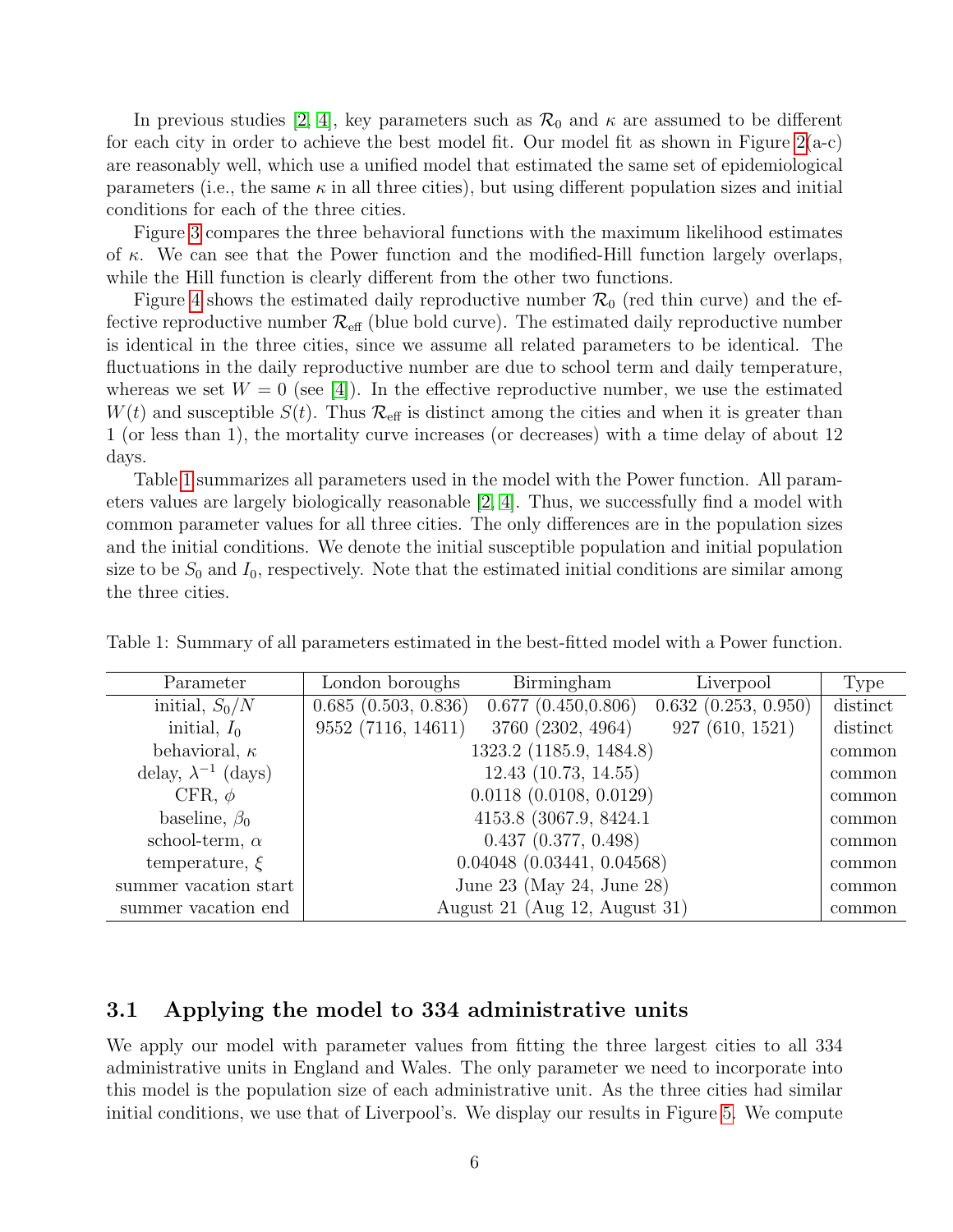In previous studies [2, 4], key parameters such as $\mathcal{R}_0$ and $\kappa$ are assumed to be different for each city in order to achieve the best model fit. Our model fit as shown in Figure 2(a-c) are reasonably well, which use a unified model that estimated the same set of epidemiological parameters (i.e., the same $\kappa$ in all three cities), but using different population sizes and initial conditions for each of the three cities.

Figure 3 compares the three behavioral functions with the maximum likelihood estimates of $\kappa$. We can see that the Power function and the modified-Hill function largely overlaps, while the Hill function is clearly different from the other two functions.

Figure 4 shows the estimated daily reproductive number $\mathcal{R}_0$ (red thin curve) and the effective reproductive number $\mathcal{R}_{\text{eff}}$ (blue bold curve). The estimated daily reproductive number is identical in the three cities, since we assume all related parameters to be identical. The fluctuations in the daily reproductive number are due to school term and daily temperature, whereas we set $W = 0$ (see [4]). In the effective reproductive number, we use the estimated $W(t)$ and susceptible $S(t)$. Thus $\mathcal{R}_{\text{eff}}$ is distinct among the cities and when it is greater than 1 (or less than 1), the mortality curve increases (or decreases) with a time delay of about 12 days.

Table 1 summarizes all parameters used in the model with the Power function. All parameters values are largely biologically reasonable [2, 4]. Thus, we successfully find a model with common parameter values for all three cities. The only differences are in the population sizes and the initial conditions. We denote the initial susceptible population and initial population size to be $S_0$ and $I_0$, respectively. Note that the estimated initial conditions are similar among the three cities.

Table 1: Summary of all parameters estimated in the best-fitted model with a Power function.

| Parameter | London boroughs | Birmingham | Liverpool | Type |
|---|---|---|---|---|
| initial, $S_0/N$ | 0.685 (0.503, 0.836) | 0.677 (0.450,0.806) | 0.632 (0.253, 0.950) | distinct |
| initial, $I_0$ | 9552 (7116, 14611) | 3760 (2302, 4964) | 927 (610, 1521) | distinct |
| behavioral, $\kappa$ | 1323.2 (1185.9, 1484.8) | | | common |
| delay, $\lambda^{-1}$ (days) | 12.43 (10.73, 14.55) | | | common |
| CFR, $\phi$ | 0.0118 (0.0108, 0.0129) | | | common |
| baseline, $\beta_0$ | 4153.8 (3067.9, 8424.1 | | | common |
| school-term, $\alpha$ | 0.437 (0.377, 0.498) | | | common |
| temperature, $\xi$ | 0.04048 (0.03441, 0.04568) | | | common |
| summer vacation start | June 23 (May 24, June 28) | | | common |
| summer vacation end | August 21 (Aug 12, August 31) | | | common |

### 3.1 Applying the model to 334 administrative units

We apply our model with parameter values from fitting the three largest cities to all 334 administrative units in England and Wales. The only parameter we need to incorporate into this model is the population size of each administrative unit. As the three cities had similar initial conditions, we use that of Liverpool's. We display our results in Figure 5. We compute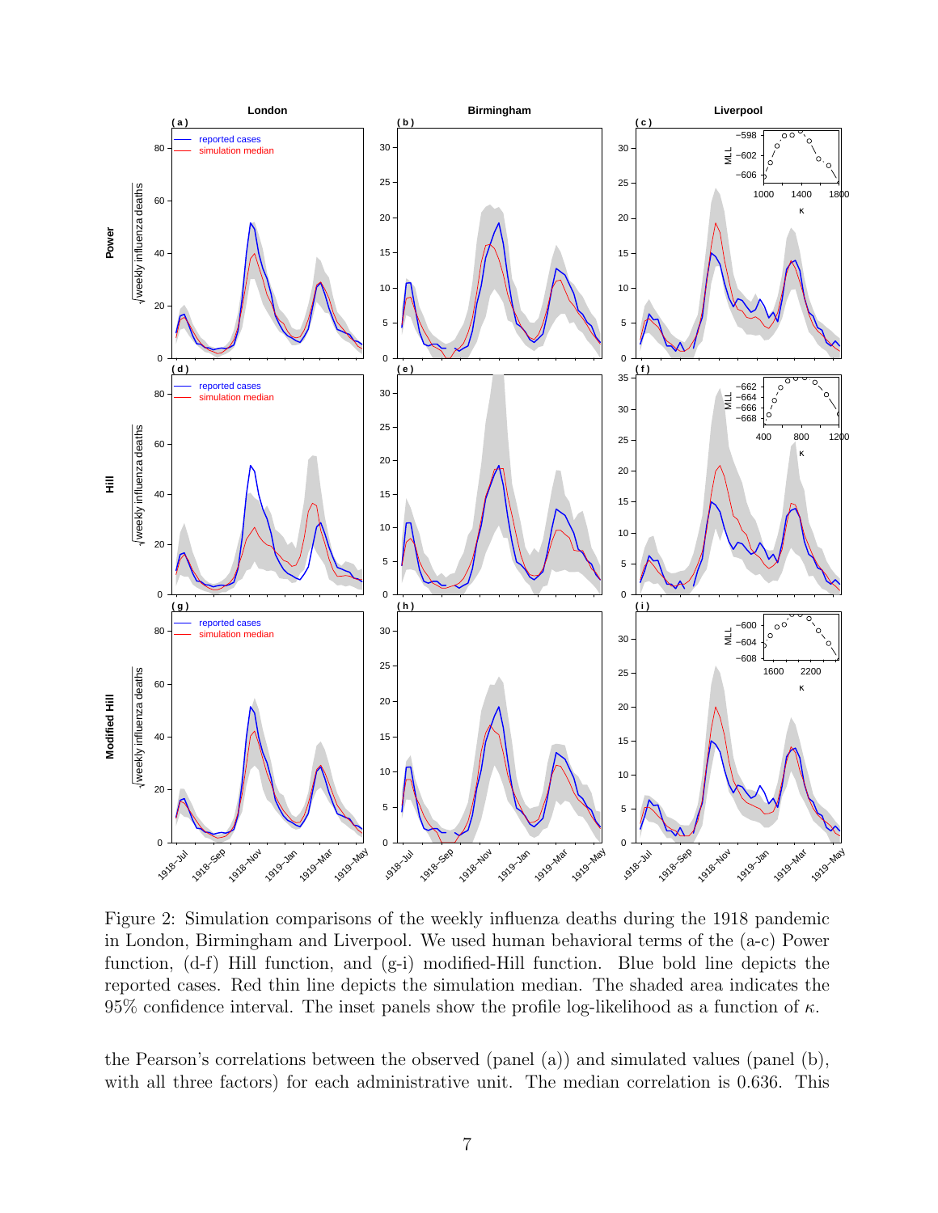Figure 2: Simulation comparisons of the weekly influenza deaths during the 1918 pandemic in London, Birmingham and Liverpool. We used human behavioral terms of the (a-c) Power function, (d-f) Hill function, and (g-i) modified-Hill function. Blue bold line depicts the reported cases. Red thin line depicts the simulation median. The shaded area indicates the 95% confidence interval. The inset panels show the profile log-likelihood as a function of $\kappa$.

the Pearson's correlations between the observed (panel (a)) and simulated values (panel (b), with all three factors) for each administrative unit. The median correlation is 0.636. This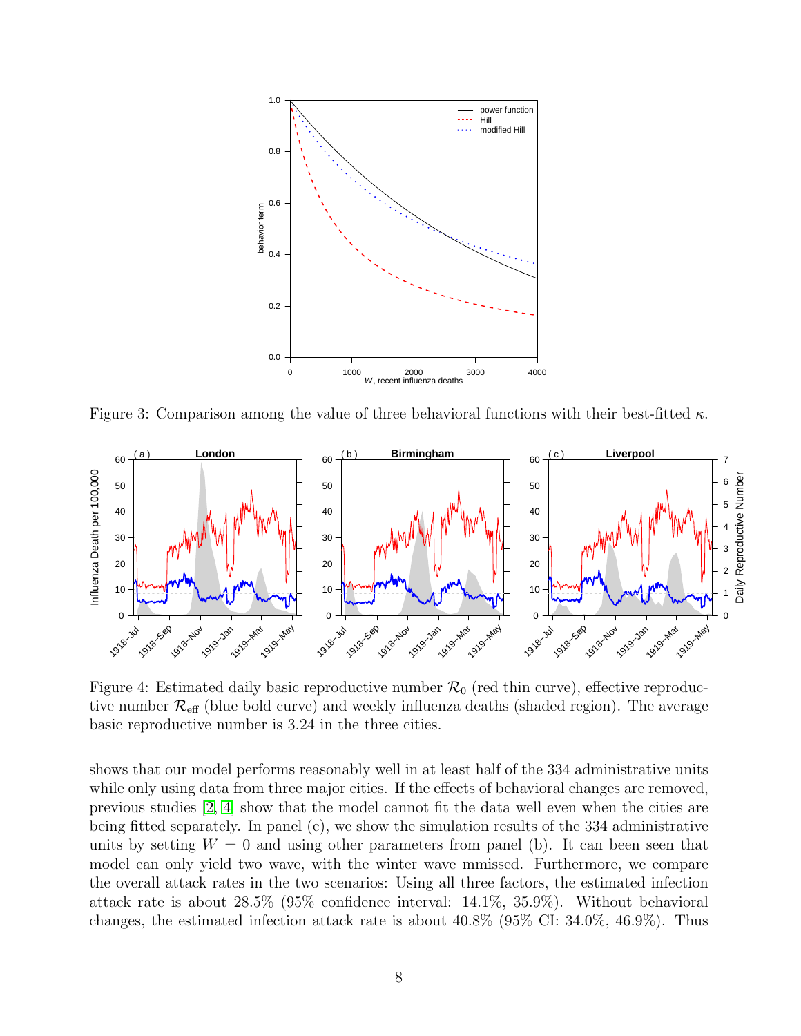Figure 3: Comparison among the value of three behavioral functions with their best-fitted $\kappa$.

Figure 4: Estimated daily basic reproductive number $\mathcal{R}_0$ (red thin curve), effective reproductive number $\mathcal{R}_{\text{eff}}$ (blue bold curve) and weekly influenza deaths (shaded region). The average basic reproductive number is 3.24 in the three cities.

shows that our model performs reasonably well in at least half of the 334 administrative units while only using data from three major cities. If the effects of behavioral changes are removed, previous studies [2, 4] show that the model cannot fit the data well even when the cities are being fitted separately. In panel (c), we show the simulation results of the 334 administrative units by setting $W = 0$ and using other parameters from panel (b). It can been seen that model can only yield two wave, with the winter wave mmissed. Furthermore, we compare the overall attack rates in the two scenarios: Using all three factors, the estimated infection attack rate is about 28.5% (95% confidence interval: 14.1%, 35.9%). Without behavioral changes, the estimated infection attack rate is about 40.8% (95% CI: 34.0%, 46.9%). Thus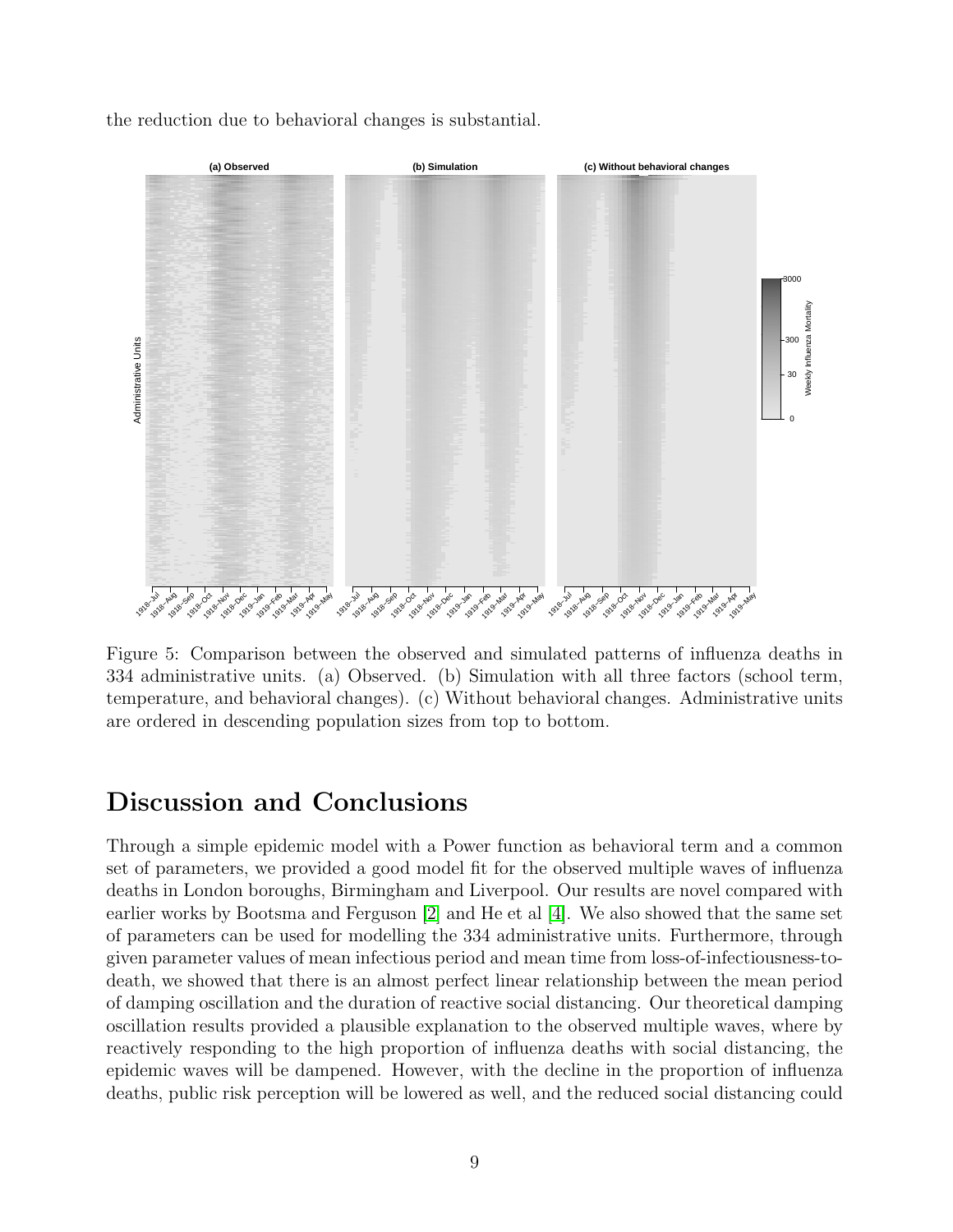the reduction due to behavioral changes is substantial.

Figure 5: Comparison between the observed and simulated patterns of influenza deaths in 334 administrative units. (a) Observed. (b) Simulation with all three factors (school term, temperature, and behavioral changes). (c) Without behavioral changes. Administrative units are ordered in descending population sizes from top to bottom.

# Discussion and Conclusions

Through a simple epidemic model with a Power function as behavioral term and a common set of parameters, we provided a good model fit for the observed multiple waves of influenza deaths in London boroughs, Birmingham and Liverpool. Our results are novel compared with earlier works by Bootsma and Ferguson [2] and He et al [4]. We also showed that the same set of parameters can be used for modelling the 334 administrative units. Furthermore, through given parameter values of mean infectious period and mean time from loss-of-infectiousness-to-death, we showed that there is an almost perfect linear relationship between the mean period of damping oscillation and the duration of reactive social distancing. Our theoretical damping oscillation results provided a plausible explanation to the observed multiple waves, where by reactively responding to the high proportion of influenza deaths with social distancing, the epidemic waves will be dampened. However, with the decline in the proportion of influenza deaths, public risk perception will be lowered as well, and the reduced social distancing could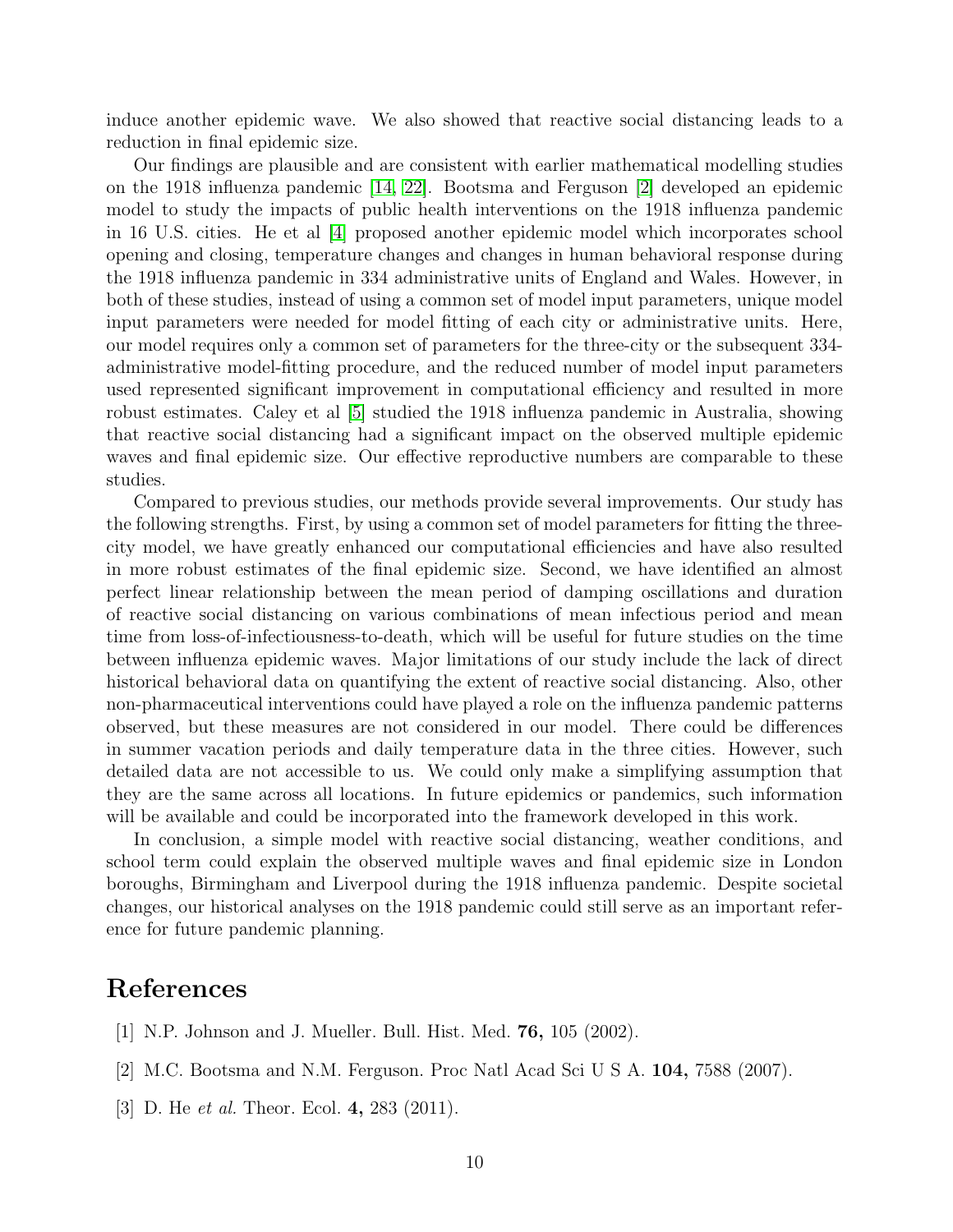induce another epidemic wave. We also showed that reactive social distancing leads to a reduction in final epidemic size.

Our findings are plausible and are consistent with earlier mathematical modelling studies on the 1918 influenza pandemic [14, 22]. Bootsma and Ferguson [2] developed an epidemic model to study the impacts of public health interventions on the 1918 influenza pandemic in 16 U.S. cities. He et al [4] proposed another epidemic model which incorporates school opening and closing, temperature changes and changes in human behavioral response during the 1918 influenza pandemic in 334 administrative units of England and Wales. However, in both of these studies, instead of using a common set of model input parameters, unique model input parameters were needed for model fitting of each city or administrative units. Here, our model requires only a common set of parameters for the three-city or the subsequent 334-administrative model-fitting procedure, and the reduced number of model input parameters used represented significant improvement in computational efficiency and resulted in more robust estimates. Caley et al [5] studied the 1918 influenza pandemic in Australia, showing that reactive social distancing had a significant impact on the observed multiple epidemic waves and final epidemic size. Our effective reproductive numbers are comparable to these studies.

Compared to previous studies, our methods provide several improvements. Our study has the following strengths. First, by using a common set of model parameters for fitting the three-city model, we have greatly enhanced our computational efficiencies and have also resulted in more robust estimates of the final epidemic size. Second, we have identified an almost perfect linear relationship between the mean period of damping oscillations and duration of reactive social distancing on various combinations of mean infectious period and mean time from loss-of-infectiousness-to-death, which will be useful for future studies on the time between influenza epidemic waves. Major limitations of our study include the lack of direct historical behavioral data on quantifying the extent of reactive social distancing. Also, other non-pharmaceutical interventions could have played a role on the influenza pandemic patterns observed, but these measures are not considered in our model. There could be differences in summer vacation periods and daily temperature data in the three cities. However, such detailed data are not accessible to us. We could only make a simplifying assumption that they are the same across all locations. In future epidemics or pandemics, such information will be available and could be incorporated into the framework developed in this work.

In conclusion, a simple model with reactive social distancing, weather conditions, and school term could explain the observed multiple waves and final epidemic size in London boroughs, Birmingham and Liverpool during the 1918 influenza pandemic. Despite societal changes, our historical analyses on the 1918 pandemic could still serve as an important reference for future pandemic planning.

# References

[1] N.P. Johnson and J. Mueller. Bull. Hist. Med. **76,** 105 (2002).

[2] M.C. Bootsma and N.M. Ferguson. Proc Natl Acad Sci U S A. **104,** 7588 (2007).

[3] D. He *et al.* Theor. Ecol. **4,** 283 (2011).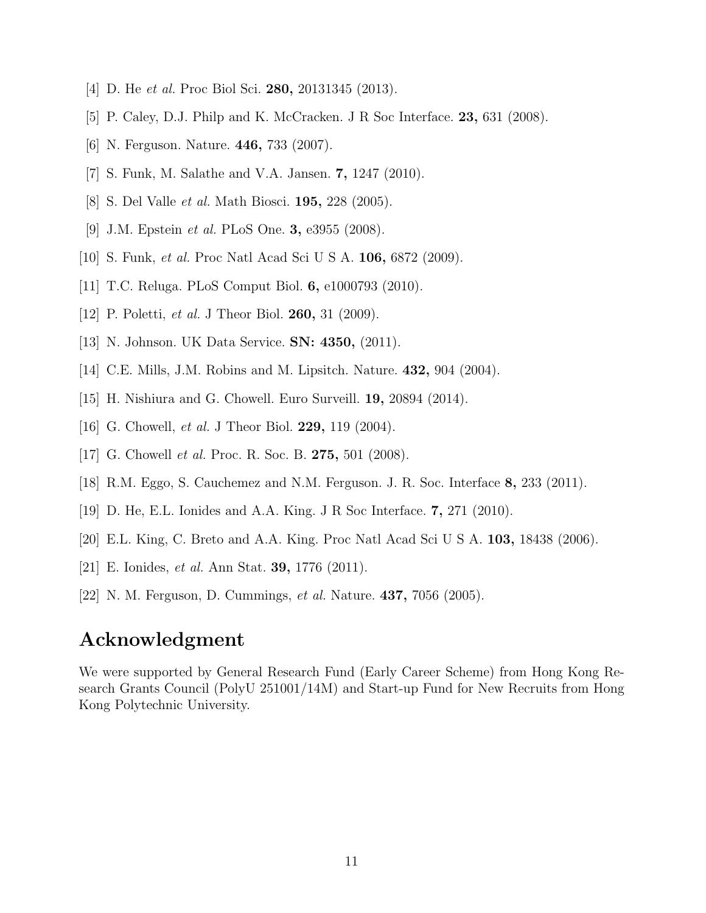[4] D. He *et al.* Proc Biol Sci. **280,** 20131345 (2013).

[5] P. Caley, D.J. Philp and K. McCracken. J R Soc Interface. **23,** 631 (2008).

[6] N. Ferguson. Nature. **446,** 733 (2007).

[7] S. Funk, M. Salathe and V.A. Jansen. **7,** 1247 (2010).

[8] S. Del Valle *et al.* Math Biosci. **195,** 228 (2005).

[9] J.M. Epstein *et al.* PLoS One. **3,** e3955 (2008).

[10] S. Funk, *et al.* Proc Natl Acad Sci U S A. **106,** 6872 (2009).

[11] T.C. Reluga. PLoS Comput Biol. **6,** e1000793 (2010).

[12] P. Poletti, *et al.* J Theor Biol. **260,** 31 (2009).

[13] N. Johnson. UK Data Service. **SN: 4350,** (2011).

[14] C.E. Mills, J.M. Robins and M. Lipsitch. Nature. **432,** 904 (2004).

[15] H. Nishiura and G. Chowell. Euro Surveill. **19,** 20894 (2014).

[16] G. Chowell, *et al.* J Theor Biol. **229,** 119 (2004).

[17] G. Chowell *et al.* Proc. R. Soc. B. **275,** 501 (2008).

[18] R.M. Eggo, S. Cauchemez and N.M. Ferguson. J. R. Soc. Interface **8,** 233 (2011).

[19] D. He, E.L. Ionides and A.A. King. J R Soc Interface. **7,** 271 (2010).

[20] E.L. King, C. Breto and A.A. King. Proc Natl Acad Sci U S A. **103,** 18438 (2006).

[21] E. Ionides, *et al.* Ann Stat. **39,** 1776 (2011).

[22] N. M. Ferguson, D. Cummings, *et al.* Nature. **437,** 7056 (2005).

## Acknowledgment

We were supported by General Research Fund (Early Career Scheme) from Hong Kong Research Grants Council (PolyU 251001/14M) and Start-up Fund for New Recruits from Hong Kong Polytechnic University.